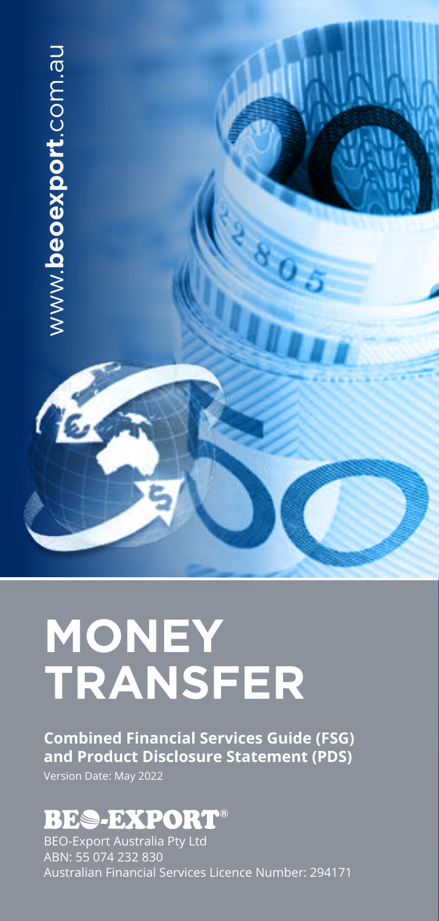www.beoexport.com.au

# MONEY TRANSFER

**Combined Financial Services Guide (FSG) and Product Disclosure Statement (PDS)**

Version Date: May 2022

BEO-EXPORT®

BEO-Export Australia Pty Ltd
ABN: 55 074 232 830
Australian Financial Services Licence Number: 294171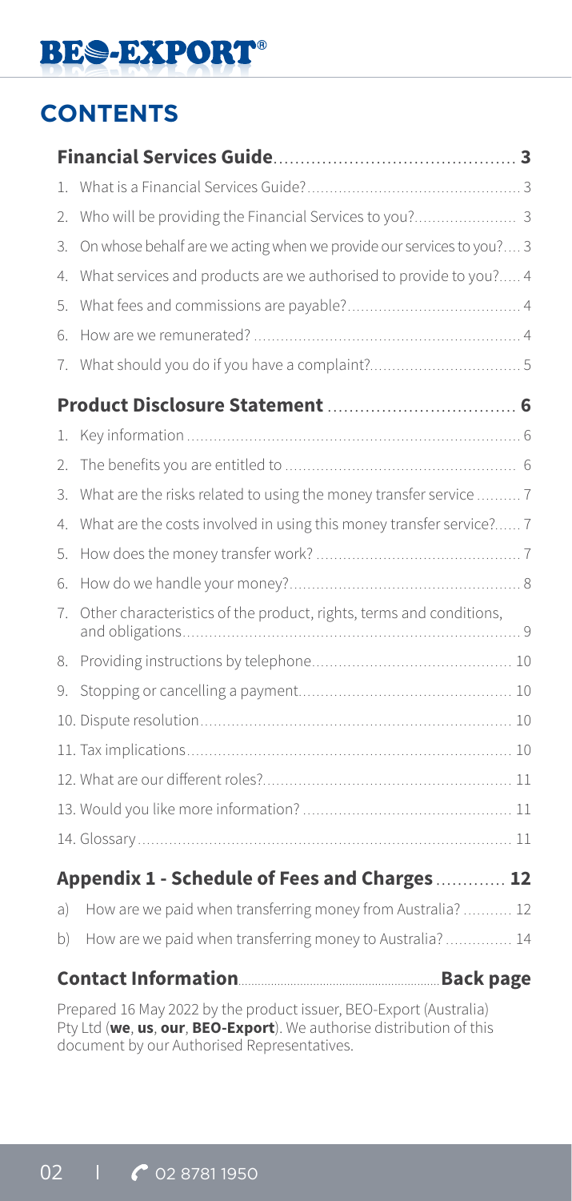## CONTENTS

**Financial Services Guide** ... 3

1. What is a Financial Services Guide? ... 3
2. Who will be providing the Financial Services to you? ... 3
3. On whose behalf are we acting when we provide our services to you? ... 3
4. What services and products are we authorised to provide to you? ... 4
5. What fees and commissions are payable? ... 4
6. How are we remunerated? ... 4
7. What should you do if you have a complaint? ... 5

**Product Disclosure Statement** ... 6

1. Key information ... 6
2. The benefits you are entitled to ... 6
3. What are the risks related to using the money transfer service ... 7
4. What are the costs involved in using this money transfer service? ... 7
5. How does the money transfer work? ... 7
6. How do we handle your money? ... 8
7. Other characteristics of the product, rights, terms and conditions, and obligations ... 9
8. Providing instructions by telephone ... 10
9. Stopping or cancelling a payment ... 10
10. Dispute resolution ... 10
11. Tax implications ... 10
12. What are our different roles? ... 11
13. Would you like more information? ... 11
14. Glossary ... 11

**Appendix 1 - Schedule of Fees and Charges** ... 12

a) How are we paid when transferring money from Australia? ... 12
b) How are we paid when transferring money to Australia? ... 14

**Contact Information** ... **Back page**

Prepared 16 May 2022 by the product issuer, BEO-Export (Australia) Pty Ltd (**we**, **us**, **our**, **BEO-Export**). We authorise distribution of this document by our Authorised Representatives.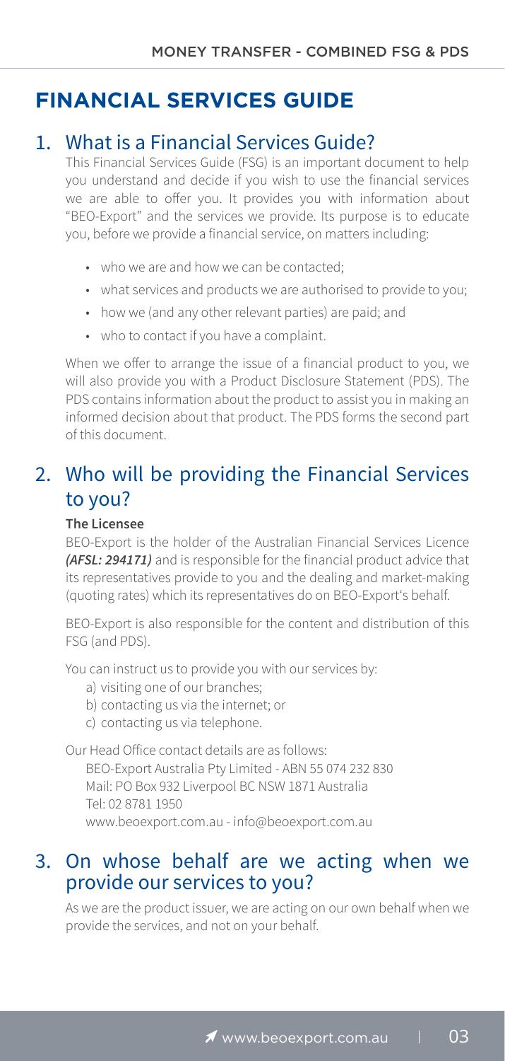# FINANCIAL SERVICES GUIDE

## 1. What is a Financial Services Guide?

This Financial Services Guide (FSG) is an important document to help you understand and decide if you wish to use the financial services we are able to offer you. It provides you with information about "BEO-Export" and the services we provide. Its purpose is to educate you, before we provide a financial service, on matters including:

- who we are and how we can be contacted;
- what services and products we are authorised to provide to you;
- how we (and any other relevant parties) are paid; and
- who to contact if you have a complaint.

When we offer to arrange the issue of a financial product to you, we will also provide you with a Product Disclosure Statement (PDS). The PDS contains information about the product to assist you in making an informed decision about that product. The PDS forms the second part of this document.

## 2. Who will be providing the Financial Services to you?

**The Licensee**

BEO-Export is the holder of the Australian Financial Services Licence ***(AFSL: 294171)*** and is responsible for the financial product advice that its representatives provide to you and the dealing and market-making (quoting rates) which its representatives do on BEO-Export's behalf.

BEO-Export is also responsible for the content and distribution of this FSG (and PDS).

You can instruct us to provide you with our services by:

a) visiting one of our branches;
b) contacting us via the internet; or
c) contacting us via telephone.

Our Head Office contact details are as follows:

BEO-Export Australia Pty Limited - ABN 55 074 232 830
Mail: PO Box 932 Liverpool BC NSW 1871 Australia
Tel: 02 8781 1950
www.beoexport.com.au - info@beoexport.com.au

## 3. On whose behalf are we acting when we provide our services to you?

As we are the product issuer, we are acting on our own behalf when we provide the services, and not on your behalf.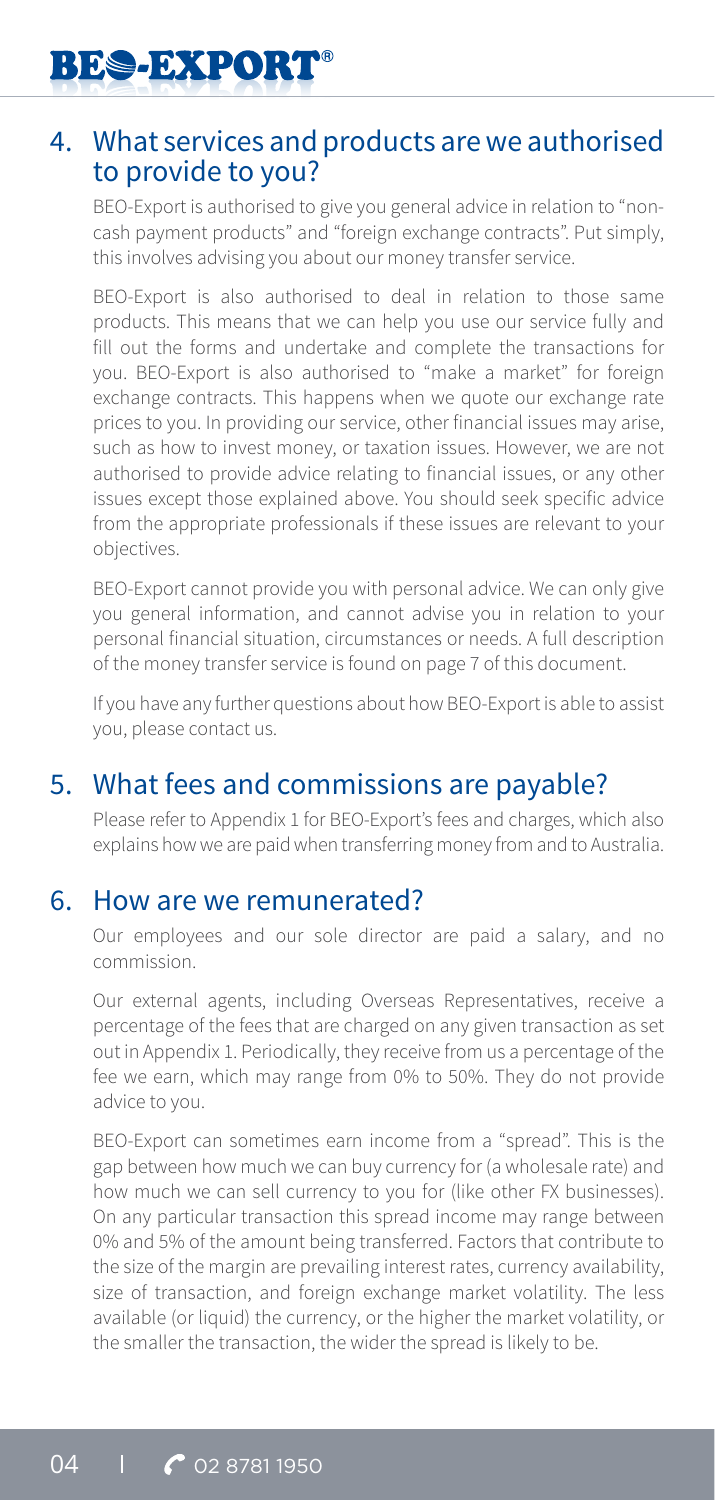## 4. What services and products are we authorised to provide to you?

BEO-Export is authorised to give you general advice in relation to "non-cash payment products" and "foreign exchange contracts". Put simply, this involves advising you about our money transfer service.

BEO-Export is also authorised to deal in relation to those same products. This means that we can help you use our service fully and fill out the forms and undertake and complete the transactions for you. BEO-Export is also authorised to "make a market" for foreign exchange contracts. This happens when we quote our exchange rate prices to you. In providing our service, other financial issues may arise, such as how to invest money, or taxation issues. However, we are not authorised to provide advice relating to financial issues, or any other issues except those explained above. You should seek specific advice from the appropriate professionals if these issues are relevant to your objectives.

BEO-Export cannot provide you with personal advice. We can only give you general information, and cannot advise you in relation to your personal financial situation, circumstances or needs. A full description of the money transfer service is found on page 7 of this document.

If you have any further questions about how BEO-Export is able to assist you, please contact us.

## 5. What fees and commissions are payable?

Please refer to Appendix 1 for BEO-Export's fees and charges, which also explains how we are paid when transferring money from and to Australia.

## 6. How are we remunerated?

Our employees and our sole director are paid a salary, and no commission.

Our external agents, including Overseas Representatives, receive a percentage of the fees that are charged on any given transaction as set out in Appendix 1. Periodically, they receive from us a percentage of the fee we earn, which may range from 0% to 50%. They do not provide advice to you.

BEO-Export can sometimes earn income from a "spread". This is the gap between how much we can buy currency for (a wholesale rate) and how much we can sell currency to you for (like other FX businesses). On any particular transaction this spread income may range between 0% and 5% of the amount being transferred. Factors that contribute to the size of the margin are prevailing interest rates, currency availability, size of transaction, and foreign exchange market volatility. The less available (or liquid) the currency, or the higher the market volatility, or the smaller the transaction, the wider the spread is likely to be.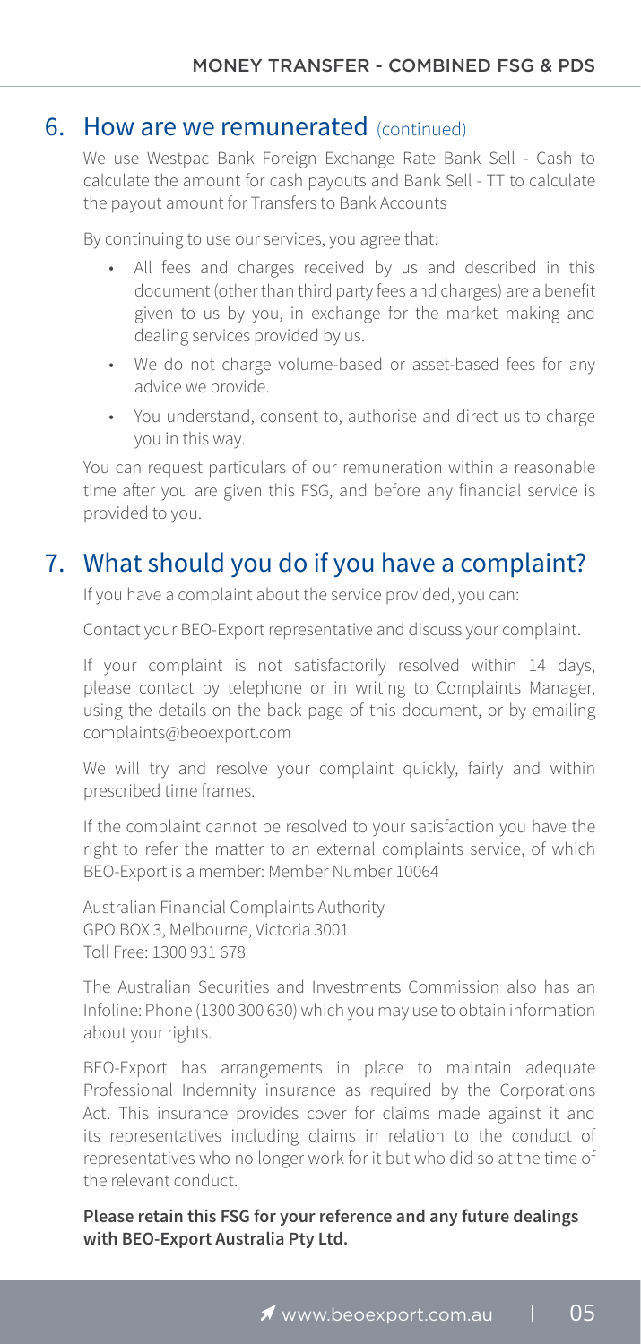## 6. How are we remunerated (continued)

We use Westpac Bank Foreign Exchange Rate Bank Sell - Cash to calculate the amount for cash payouts and Bank Sell - TT to calculate the payout amount for Transfers to Bank Accounts

By continuing to use our services, you agree that:

- All fees and charges received by us and described in this document (other than third party fees and charges) are a benefit given to us by you, in exchange for the market making and dealing services provided by us.
- We do not charge volume-based or asset-based fees for any advice we provide.
- You understand, consent to, authorise and direct us to charge you in this way.

You can request particulars of our remuneration within a reasonable time after you are given this FSG, and before any financial service is provided to you.

## 7. What should you do if you have a complaint?

If you have a complaint about the service provided, you can:

Contact your BEO-Export representative and discuss your complaint.

If your complaint is not satisfactorily resolved within 14 days, please contact by telephone or in writing to Complaints Manager, using the details on the back page of this document, or by emailing complaints@beoexport.com

We will try and resolve your complaint quickly, fairly and within prescribed time frames.

If the complaint cannot be resolved to your satisfaction you have the right to refer the matter to an external complaints service, of which BEO-Export is a member: Member Number 10064

Australian Financial Complaints Authority
GPO BOX 3, Melbourne, Victoria 3001
Toll Free: 1300 931 678

The Australian Securities and Investments Commission also has an Infoline: Phone (1300 300 630) which you may use to obtain information about your rights.

BEO-Export has arrangements in place to maintain adequate Professional Indemnity insurance as required by the Corporations Act. This insurance provides cover for claims made against it and its representatives including claims in relation to the conduct of representatives who no longer work for it but who did so at the time of the relevant conduct.

**Please retain this FSG for your reference and any future dealings with BEO-Export Australia Pty Ltd.**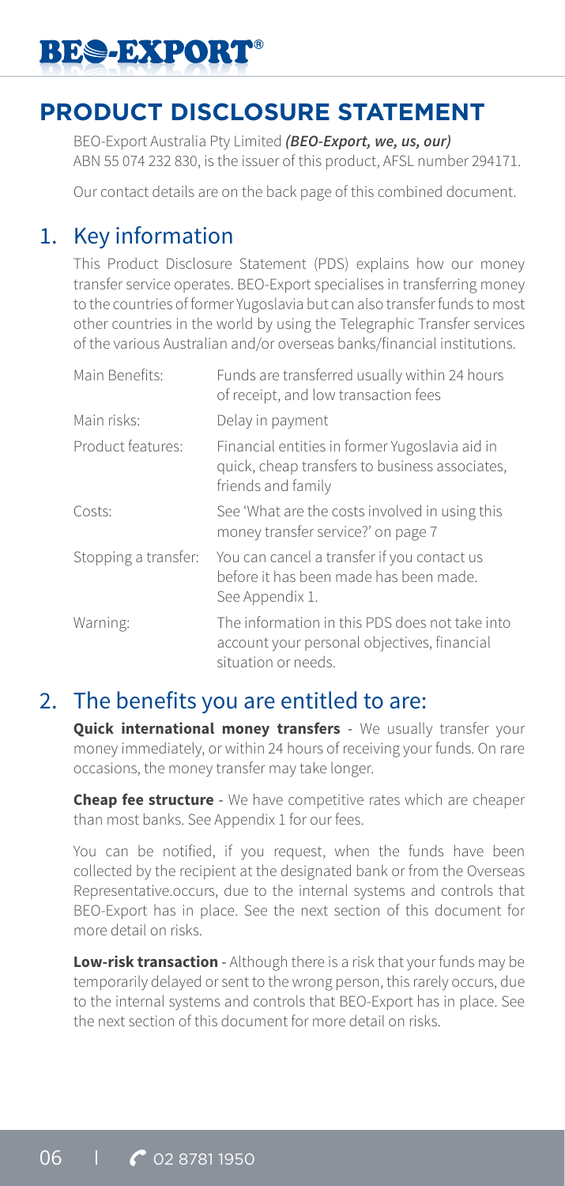# PRODUCT DISCLOSURE STATEMENT

BEO-Export Australia Pty Limited ***(BEO-Export, we, us, our)*** ABN 55 074 232 830, is the issuer of this product, AFSL number 294171.

Our contact details are on the back page of this combined document.

## 1. Key information

This Product Disclosure Statement (PDS) explains how our money transfer service operates. BEO-Export specialises in transferring money to the countries of former Yugoslavia but can also transfer funds to most other countries in the world by using the Telegraphic Transfer services of the various Australian and/or overseas banks/financial institutions.

| | |
|---|---|
| Main Benefits: | Funds are transferred usually within 24 hours of receipt, and low transaction fees |
| Main risks: | Delay in payment |
| Product features: | Financial entities in former Yugoslavia aid in quick, cheap transfers to business associates, friends and family |
| Costs: | See 'What are the costs involved in using this money transfer service?' on page 7 |
| Stopping a transfer: | You can cancel a transfer if you contact us before it has been made has been made. See Appendix 1. |
| Warning: | The information in this PDS does not take into account your personal objectives, financial situation or needs. |

## 2. The benefits you are entitled to are:

**Quick international money transfers** - We usually transfer your money immediately, or within 24 hours of receiving your funds. On rare occasions, the money transfer may take longer.

**Cheap fee structure** - We have competitive rates which are cheaper than most banks. See Appendix 1 for our fees.

You can be notified, if you request, when the funds have been collected by the recipient at the designated bank or from the Overseas Representative.occurs, due to the internal systems and controls that BEO-Export has in place. See the next section of this document for more detail on risks.

**Low-risk transaction** - Although there is a risk that your funds may be temporarily delayed or sent to the wrong person, this rarely occurs, due to the internal systems and controls that BEO-Export has in place. See the next section of this document for more detail on risks.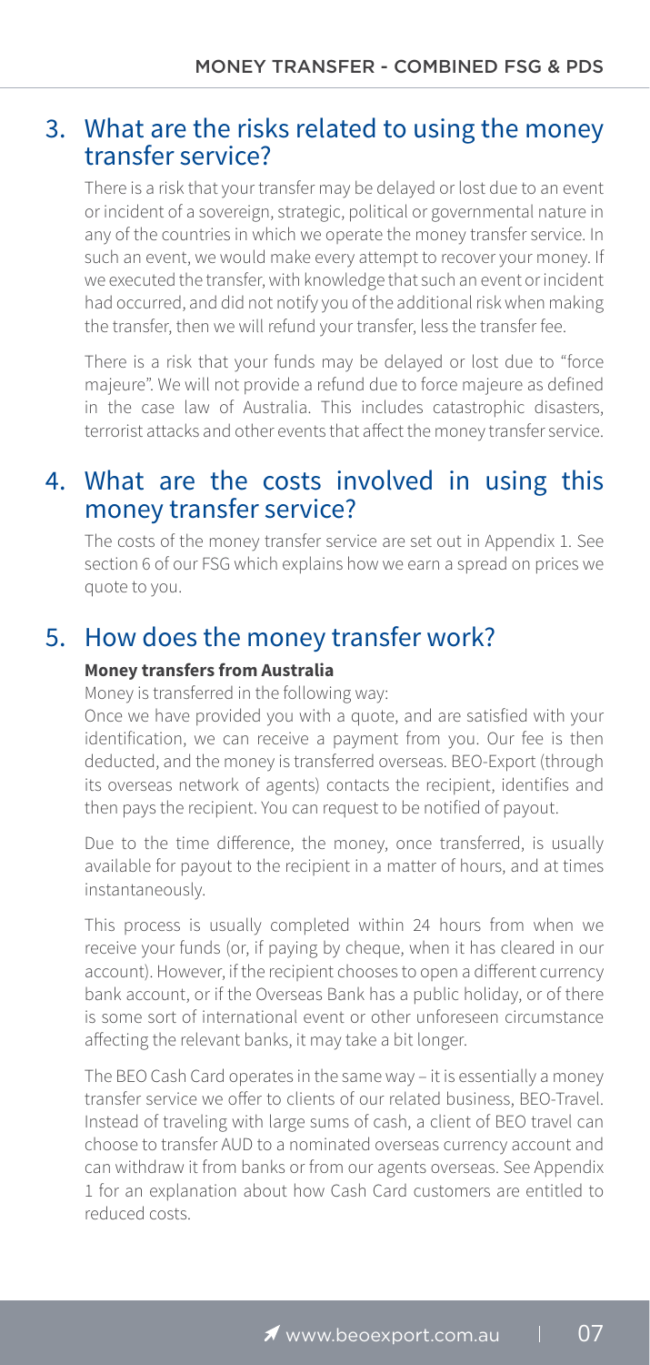## 3. What are the risks related to using the money transfer service?

There is a risk that your transfer may be delayed or lost due to an event or incident of a sovereign, strategic, political or governmental nature in any of the countries in which we operate the money transfer service. In such an event, we would make every attempt to recover your money. If we executed the transfer, with knowledge that such an event or incident had occurred, and did not notify you of the additional risk when making the transfer, then we will refund your transfer, less the transfer fee.

There is a risk that your funds may be delayed or lost due to "force majeure". We will not provide a refund due to force majeure as defined in the case law of Australia. This includes catastrophic disasters, terrorist attacks and other events that affect the money transfer service.

## 4. What are the costs involved in using this money transfer service?

The costs of the money transfer service are set out in Appendix 1. See section 6 of our FSG which explains how we earn a spread on prices we quote to you.

## 5. How does the money transfer work?

**Money transfers from Australia**

Money is transferred in the following way:

Once we have provided you with a quote, and are satisfied with your identification, we can receive a payment from you. Our fee is then deducted, and the money is transferred overseas. BEO-Export (through its overseas network of agents) contacts the recipient, identifies and then pays the recipient. You can request to be notified of payout.

Due to the time difference, the money, once transferred, is usually available for payout to the recipient in a matter of hours, and at times instantaneously.

This process is usually completed within 24 hours from when we receive your funds (or, if paying by cheque, when it has cleared in our account). However, if the recipient chooses to open a different currency bank account, or if the Overseas Bank has a public holiday, or of there is some sort of international event or other unforeseen circumstance affecting the relevant banks, it may take a bit longer.

The BEO Cash Card operates in the same way – it is essentially a money transfer service we offer to clients of our related business, BEO-Travel. Instead of traveling with large sums of cash, a client of BEO travel can choose to transfer AUD to a nominated overseas currency account and can withdraw it from banks or from our agents overseas. See Appendix 1 for an explanation about how Cash Card customers are entitled to reduced costs.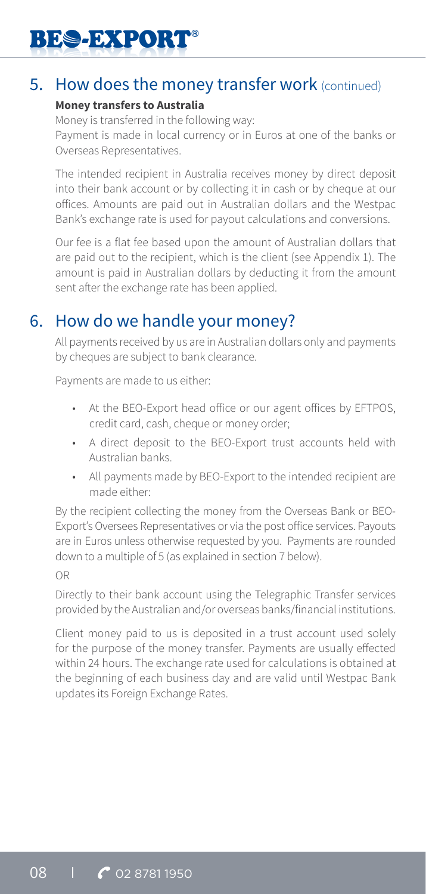## 5. How does the money transfer work (continued)

**Money transfers to Australia**

Money is transferred in the following way:
Payment is made in local currency or in Euros at one of the banks or Overseas Representatives.

The intended recipient in Australia receives money by direct deposit into their bank account or by collecting it in cash or by cheque at our offices. Amounts are paid out in Australian dollars and the Westpac Bank's exchange rate is used for payout calculations and conversions.

Our fee is a flat fee based upon the amount of Australian dollars that are paid out to the recipient, which is the client (see Appendix 1). The amount is paid in Australian dollars by deducting it from the amount sent after the exchange rate has been applied.

## 6. How do we handle your money?

All payments received by us are in Australian dollars only and payments by cheques are subject to bank clearance.

Payments are made to us either:

- At the BEO-Export head office or our agent offices by EFTPOS, credit card, cash, cheque or money order;
- A direct deposit to the BEO-Export trust accounts held with Australian banks.
- All payments made by BEO-Export to the intended recipient are made either:

By the recipient collecting the money from the Overseas Bank or BEO-Export's Oversees Representatives or via the post office services. Payouts are in Euros unless otherwise requested by you. Payments are rounded down to a multiple of 5 (as explained in section 7 below).

OR

Directly to their bank account using the Telegraphic Transfer services provided by the Australian and/or overseas banks/financial institutions.

Client money paid to us is deposited in a trust account used solely for the purpose of the money transfer. Payments are usually effected within 24 hours. The exchange rate used for calculations is obtained at the beginning of each business day and are valid until Westpac Bank updates its Foreign Exchange Rates.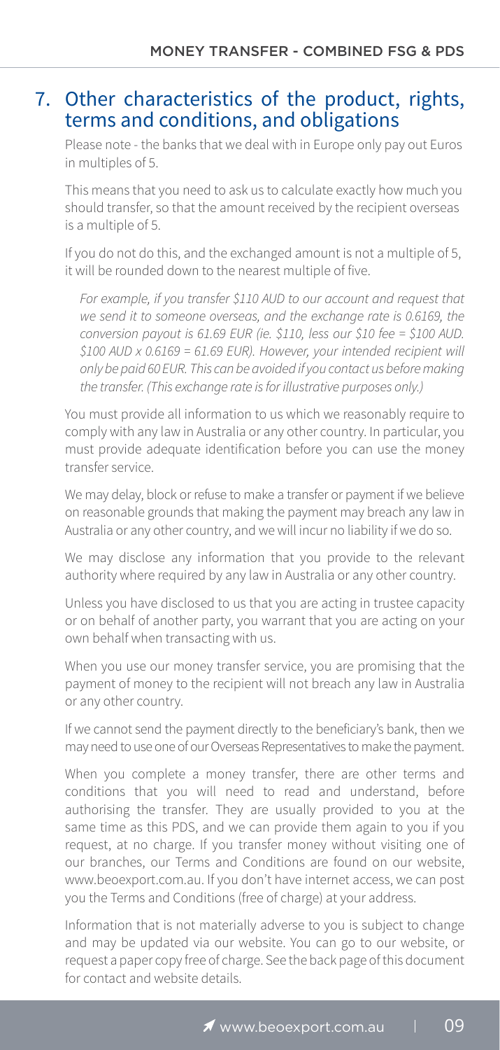## 7. Other characteristics of the product, rights, terms and conditions, and obligations

Please note - the banks that we deal with in Europe only pay out Euros in multiples of 5.

This means that you need to ask us to calculate exactly how much you should transfer, so that the amount received by the recipient overseas is a multiple of 5.

If you do not do this, and the exchanged amount is not a multiple of 5, it will be rounded down to the nearest multiple of five.

*For example, if you transfer $110 AUD to our account and request that we send it to someone overseas, and the exchange rate is 0.6169, the conversion payout is 61.69 EUR (ie. $110, less our $10 fee = $100 AUD. $100 AUD x 0.6169 = 61.69 EUR). However, your intended recipient will only be paid 60 EUR. This can be avoided if you contact us before making the transfer. (This exchange rate is for illustrative purposes only.)*

You must provide all information to us which we reasonably require to comply with any law in Australia or any other country. In particular, you must provide adequate identification before you can use the money transfer service.

We may delay, block or refuse to make a transfer or payment if we believe on reasonable grounds that making the payment may breach any law in Australia or any other country, and we will incur no liability if we do so.

We may disclose any information that you provide to the relevant authority where required by any law in Australia or any other country.

Unless you have disclosed to us that you are acting in trustee capacity or on behalf of another party, you warrant that you are acting on your own behalf when transacting with us.

When you use our money transfer service, you are promising that the payment of money to the recipient will not breach any law in Australia or any other country.

If we cannot send the payment directly to the beneficiary's bank, then we may need to use one of our Overseas Representatives to make the payment.

When you complete a money transfer, there are other terms and conditions that you will need to read and understand, before authorising the transfer. They are usually provided to you at the same time as this PDS, and we can provide them again to you if you request, at no charge. If you transfer money without visiting one of our branches, our Terms and Conditions are found on our website, www.beoexport.com.au. If you don't have internet access, we can post you the Terms and Conditions (free of charge) at your address.

Information that is not materially adverse to you is subject to change and may be updated via our website. You can go to our website, or request a paper copy free of charge. See the back page of this document for contact and website details.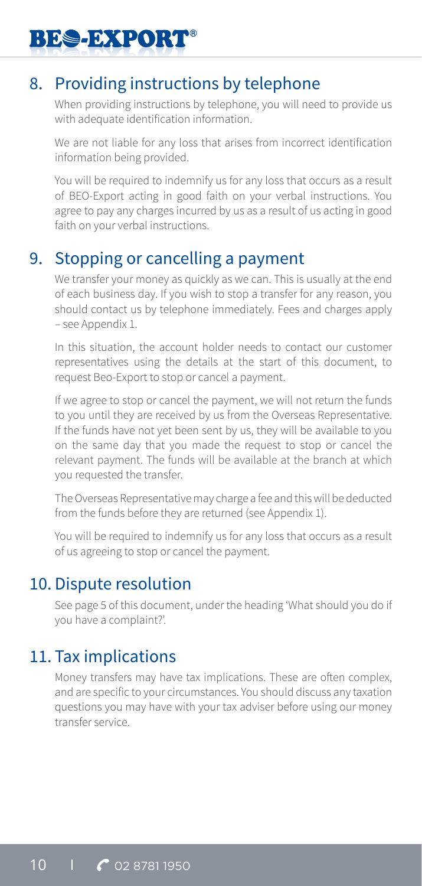## 8. Providing instructions by telephone

When providing instructions by telephone, you will need to provide us with adequate identification information.

We are not liable for any loss that arises from incorrect identification information being provided.

You will be required to indemnify us for any loss that occurs as a result of BEO-Export acting in good faith on your verbal instructions. You agree to pay any charges incurred by us as a result of us acting in good faith on your verbal instructions.

## 9. Stopping or cancelling a payment

We transfer your money as quickly as we can. This is usually at the end of each business day. If you wish to stop a transfer for any reason, you should contact us by telephone immediately. Fees and charges apply – see Appendix 1.

In this situation, the account holder needs to contact our customer representatives using the details at the start of this document, to request Beo-Export to stop or cancel a payment.

If we agree to stop or cancel the payment, we will not return the funds to you until they are received by us from the Overseas Representative. If the funds have not yet been sent by us, they will be available to you on the same day that you made the request to stop or cancel the relevant payment. The funds will be available at the branch at which you requested the transfer.

The Overseas Representative may charge a fee and this will be deducted from the funds before they are returned (see Appendix 1).

You will be required to indemnify us for any loss that occurs as a result of us agreeing to stop or cancel the payment.

## 10. Dispute resolution

See page 5 of this document, under the heading 'What should you do if you have a complaint?'.

## 11. Tax implications

Money transfers may have tax implications. These are often complex, and are specific to your circumstances. You should discuss any taxation questions you may have with your tax adviser before using our money transfer service.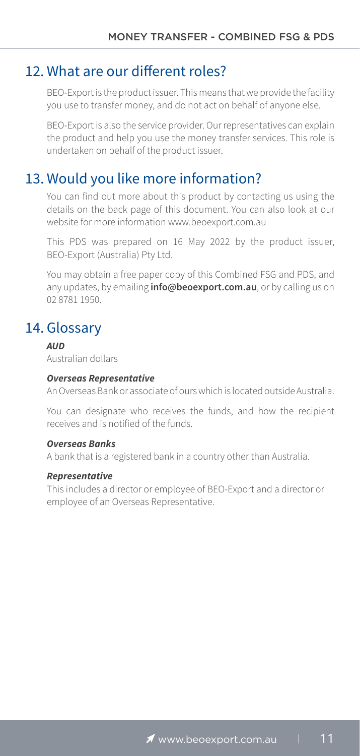## 12. What are our different roles?

BEO-Export is the product issuer. This means that we provide the facility you use to transfer money, and do not act on behalf of anyone else.

BEO-Export is also the service provider. Our representatives can explain the product and help you use the money transfer services. This role is undertaken on behalf of the product issuer.

## 13. Would you like more information?

You can find out more about this product by contacting us using the details on the back page of this document. You can also look at our website for more information www.beoexport.com.au

This PDS was prepared on 16 May 2022 by the product issuer, BEO-Export (Australia) Pty Ltd.

You may obtain a free paper copy of this Combined FSG and PDS, and any updates, by emailing **info@beoexport.com.au**, or by calling us on 02 8781 1950.

## 14. Glossary

***AUD***
Australian dollars

***Overseas Representative***
An Overseas Bank or associate of ours which is located outside Australia.

You can designate who receives the funds, and how the recipient receives and is notified of the funds.

***Overseas Banks***
A bank that is a registered bank in a country other than Australia.

***Representative***
This includes a director or employee of BEO-Export and a director or employee of an Overseas Representative.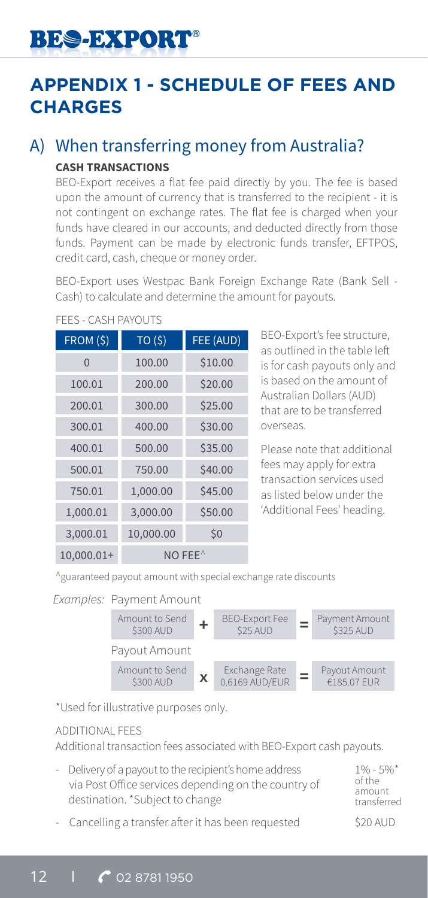# APPENDIX 1 - SCHEDULE OF FEES AND CHARGES

## A) When transferring money from Australia?

### CASH TRANSACTIONS

BEO-Export receives a flat fee paid directly by you. The fee is based upon the amount of currency that is transferred to the recipient - it is not contingent on exchange rates. The flat fee is charged when your funds have cleared in our accounts, and deducted directly from those funds. Payment can be made by electronic funds transfer, EFTPOS, credit card, cash, cheque or money order.

BEO-Export uses Westpac Bank Foreign Exchange Rate (Bank Sell - Cash) to calculate and determine the amount for payouts.

FEES - CASH PAYOUTS

| FROM ($) | TO ($) | FEE (AUD) |
|---|---|---|
| 0 | 100.00 | $10.00 |
| 100.01 | 200.00 | $20.00 |
| 200.01 | 300.00 | $25.00 |
| 300.01 | 400.00 | $30.00 |
| 400.01 | 500.00 | $35.00 |
| 500.01 | 750.00 | $40.00 |
| 750.01 | 1,000.00 | $45.00 |
| 1,000.01 | 3,000.00 | $50.00 |
| 3,000.01 | 10,000.00 | $0 |
| 10,000.01+ | NO FEE^ | |

BEO-Export's fee structure, as outlined in the table left is for cash payouts only and is based on the amount of Australian Dollars (AUD) that are to be transferred overseas.

Please note that additional fees may apply for extra transaction services used as listed below under the 'Additional Fees' heading.

^guaranteed payout amount with special exchange rate discounts

*Examples:* Payment Amount

| Amount to Send | | BEO-Export Fee | | Payment Amount |
|---|---|---|---|---|
| $300 AUD | + | $25 AUD | = | $325 AUD |

Payout Amount

| Amount to Send | | Exchange Rate | | Payout Amount |
|---|---|---|---|---|
| $300 AUD | x | 0.6169 AUD/EUR | = | €185.07 EUR |

*Used for illustrative purposes only.

ADDITIONAL FEES

Additional transaction fees associated with BEO-Export cash payouts.

- Delivery of a payout to the recipient's home address via Post Office services depending on the country of destination. *Subject to change — 1% - 5%* of the amount transferred
- Cancelling a transfer after it has been requested — $20 AUD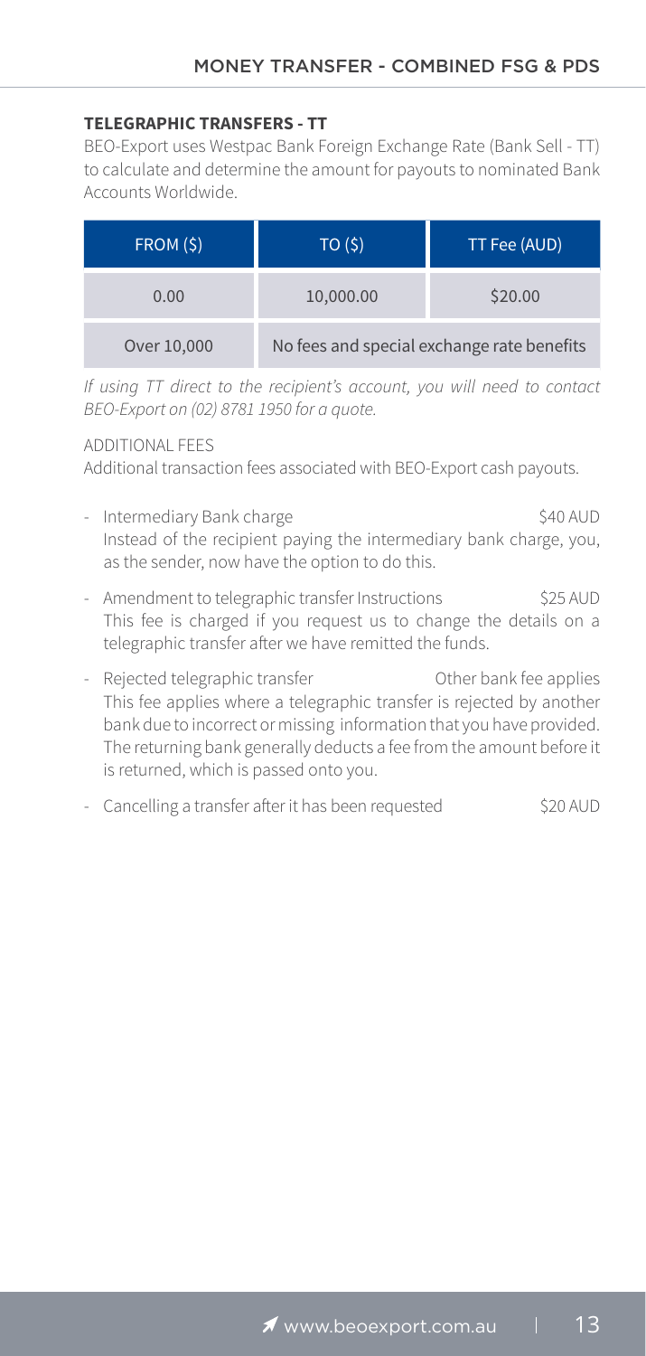### TELEGRAPHIC TRANSFERS - TT

BEO-Export uses Westpac Bank Foreign Exchange Rate (Bank Sell - TT) to calculate and determine the amount for payouts to nominated Bank Accounts Worldwide.

| FROM ($) | TO ($) | TT Fee (AUD) |
|---|---|---|
| 0.00 | 10,000.00 | $20.00 |
| Over 10,000 | No fees and special exchange rate benefits | |

*If using TT direct to the recipient's account, you will need to contact BEO-Export on (02) 8781 1950 for a quote.*

ADDITIONAL FEES

Additional transaction fees associated with BEO-Export cash payouts.

- Intermediary Bank charge $40 AUD
  Instead of the recipient paying the intermediary bank charge, you, as the sender, now have the option to do this.
- Amendment to telegraphic transfer Instructions $25 AUD
  This fee is charged if you request us to change the details on a telegraphic transfer after we have remitted the funds.
- Rejected telegraphic transfer Other bank fee applies
  This fee applies where a telegraphic transfer is rejected by another bank due to incorrect or missing information that you have provided. The returning bank generally deducts a fee from the amount before it is returned, which is passed onto you.
- Cancelling a transfer after it has been requested $20 AUD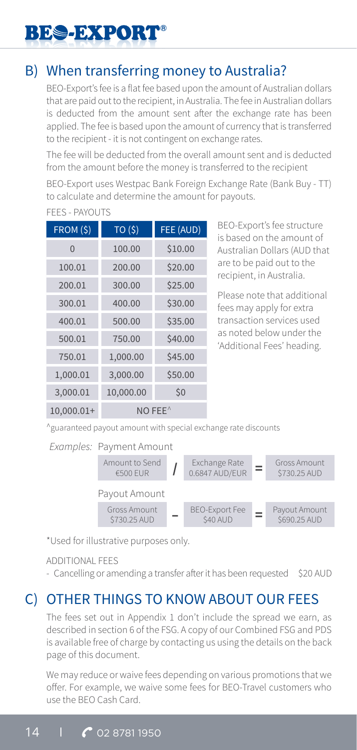## B) When transferring money to Australia?

BEO-Export's fee is a flat fee based upon the amount of Australian dollars that are paid out to the recipient, in Australia. The fee in Australian dollars is deducted from the amount sent after the exchange rate has been applied. The fee is based upon the amount of currency that is transferred to the recipient - it is not contingent on exchange rates.

The fee will be deducted from the overall amount sent and is deducted from the amount before the money is transferred to the recipient

BEO-Export uses Westpac Bank Foreign Exchange Rate (Bank Buy - TT) to calculate and determine the amount for payouts.

FEES - PAYOUTS

| FROM ($) | TO ($) | FEE (AUD) |
|---|---|---|
| 0 | 100.00 | $10.00 |
| 100.01 | 200.00 | $20.00 |
| 200.01 | 300.00 | $25.00 |
| 300.01 | 400.00 | $30.00 |
| 400.01 | 500.00 | $35.00 |
| 500.01 | 750.00 | $40.00 |
| 750.01 | 1,000.00 | $45.00 |
| 1,000.01 | 3,000.00 | $50.00 |
| 3,000.01 | 10,000.00 | $0 |
| 10,000.01+ | NO FEE^ | |

BEO-Export's fee structure is based on the amount of Australian Dollars (AUD that are to be paid out to the recipient, in Australia.

Please note that additional fees may apply for extra transaction services used as noted below under the 'Additional Fees' heading.

^guaranteed payout amount with special exchange rate discounts

*Examples:* Payment Amount

| Amount to Send | / | Exchange Rate | = | Gross Amount |
|---|---|---|---|---|
| €500 EUR | / | 0.6847 AUD/EUR | = | $730.25 AUD |

Payout Amount

| Gross Amount | – | BEO-Export Fee | = | Payout Amount |
|---|---|---|---|---|
| $730.25 AUD | – | $40 AUD | = | $690.25 AUD |

*Used for illustrative purposes only.

ADDITIONAL FEES

- Cancelling or amending a transfer after it has been requested $20 AUD

## C) OTHER THINGS TO KNOW ABOUT OUR FEES

The fees set out in Appendix 1 don't include the spread we earn, as described in section 6 of the FSG. A copy of our Combined FSG and PDS is available free of charge by contacting us using the details on the back page of this document.

We may reduce or waive fees depending on various promotions that we offer. For example, we waive some fees for BEO-Travel customers who use the BEO Cash Card.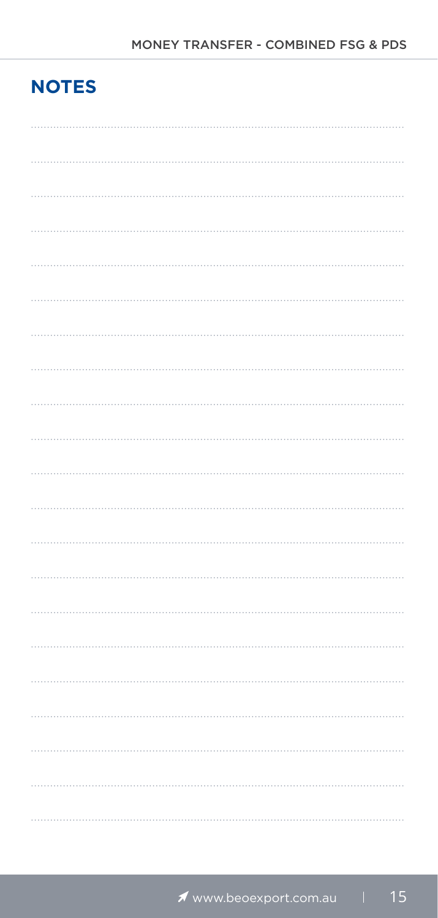## NOTES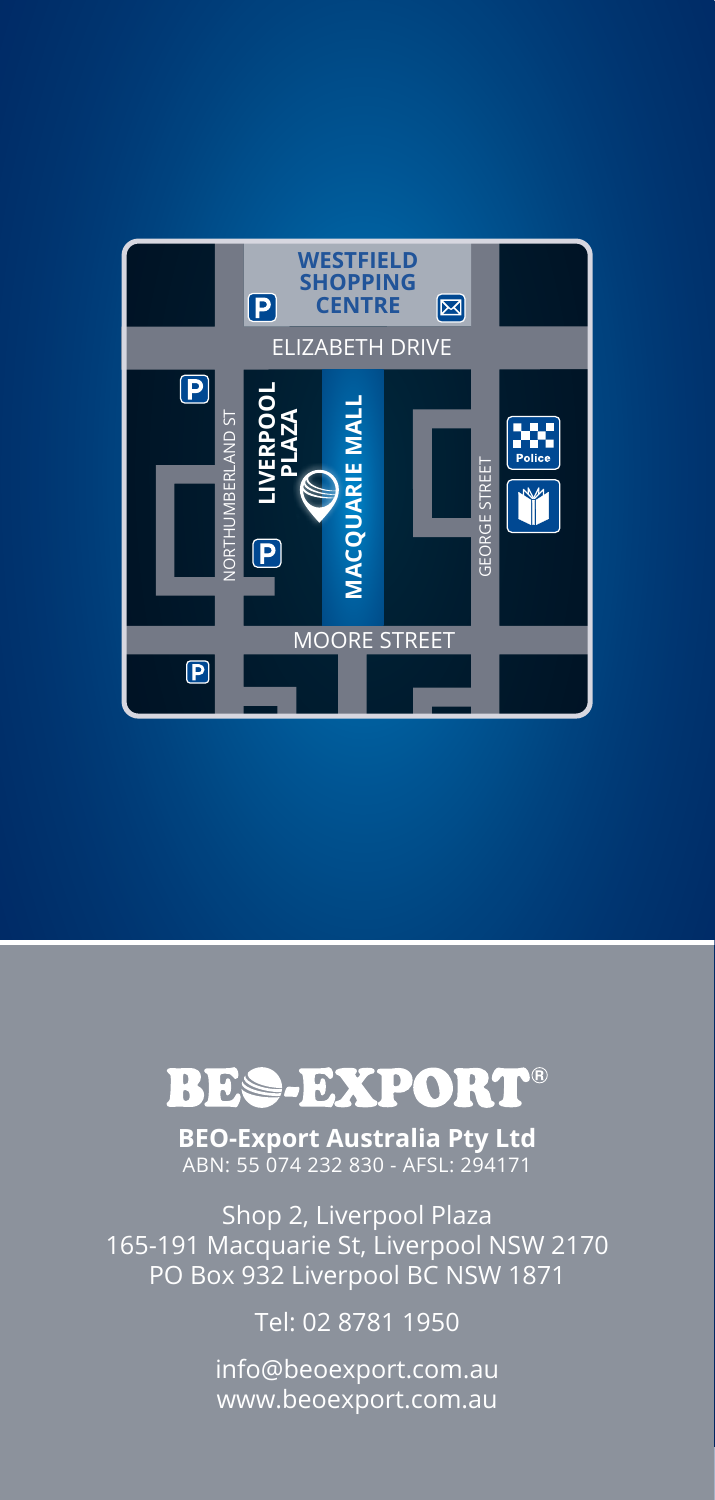WESTFIELD SHOPPING CENTRE

ELIZABETH DRIVE

NORTHUMBERLAND ST

LIVERPOOL PLAZA

MACQUARIE MALL

GEORGE STREET

Police

MOORE STREET

# BEO-EXPORT®

**BEO-Export Australia Pty Ltd**
ABN: 55 074 232 830 - AFSL: 294171

Shop 2, Liverpool Plaza
165-191 Macquarie St, Liverpool NSW 2170
PO Box 932 Liverpool BC NSW 1871

Tel: 02 8781 1950

info@beoexport.com.au
www.beoexport.com.au